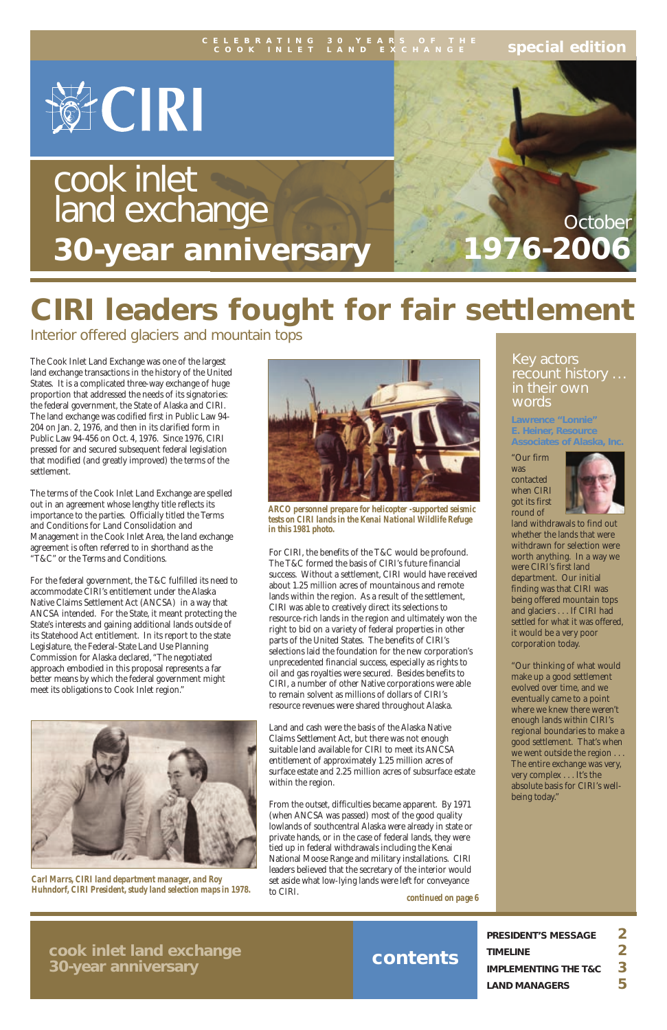CELEBRATING 30 YEARS OF THE COOK INLET LAND EXCHANGE

special edition

CIRI

# cook inlet land exchange 30-year anniversary

October 1976-2006

# CIRI leaders fought for fair settlement

## Interior offered glaciers and mountain tops

The Cook Inlet Land Exchange was one of the largest land exchange transactions in the history of the United States. It is a complicated three-way exchange of huge proportion that addressed the needs of its signatories: the federal government, the State of Alaska and CIRI. The land exchange was codified first in Public Law 94-204 on Jan. 2, 1976, and then in its clarified form in Public Law 94-456 on Oct. 4, 1976. Since 1976, CIRI pressed for and secured subsequent federal legislation that modified (and greatly improved) the terms of the settlement.

The terms of the Cook Inlet Land Exchange are spelled out in an agreement whose lengthy title reflects its importance to the parties. Officially titled the Terms and Conditions for Land Consolidation and Management in the Cook Inlet Area, the land exchange agreement is often referred to in shorthand as the "T&C" or the Terms and Conditions.

For the federal government, the T&C fulfilled its need to accommodate CIRI's entitlement under the Alaska Native Claims Settlement Act (ANCSA) in a way that ANCSA intended. For the State, it meant protecting the State's interests and gaining additional lands outside of its Statehood Act entitlement. In its report to the state Legislature, the Federal-State Land Use Planning Commission for Alaska declared, "The negotiated approach embodied in this proposal represents a far better means by which the federal government might meet its obligations to Cook Inlet region."

*Carl Marrs, CIRI land department manager, and Roy Huhndorf, CIRI President, study land selection maps in 1978.*

*ARCO personnel prepare for helicopter -supported seismic tests on CIRI lands in the Kenai National Wildlife Refuge in this 1981 photo.*

For CIRI, the benefits of the T&C would be profound. The T&C formed the basis of CIRI's future financial success. Without a settlement, CIRI would have received about 1.25 million acres of mountainous and remote lands within the region. As a result of the settlement, CIRI was able to creatively direct its selections to resource-rich lands in the region and ultimately won the right to bid on a variety of federal properties in other parts of the United States. The benefits of CIRI's selections laid the foundation for the new corporation's unprecedented financial success, especially as rights to oil and gas royalties were secured. Besides benefits to CIRI, a number of other Native corporations were able to remain solvent as millions of dollars of CIRI's resource revenues were shared throughout Alaska.

Land and cash were the basis of the Alaska Native Claims Settlement Act, but there was not enough suitable land available for CIRI to meet its ANCSA entitlement of approximately 1.25 million acres of surface estate and 2.25 million acres of subsurface estate within the region.

From the outset, difficulties became apparent. By 1971 (when ANCSA was passed) most of the good quality lowlands of southcentral Alaska were already in state or private hands, or in the case of federal lands, they were tied up in federal withdrawals including the Kenai National Moose Range and military installations. CIRI leaders believed that the secretary of the interior would set aside what low-lying lands were left for conveyance to CIRI.

*continued on page 6*

### Key actors recount history … in their own words

**Lawrence "Lonnie" E. Heiner, Resource Associates of Alaska, Inc.**

"Our firm was contacted when CIRI got its first round of land withdrawals to find out whether the lands that were withdrawn for selection were worth anything. In a way we were CIRI's first land department. Our initial finding was that CIRI was being offered mountain tops and glaciers . . . If CIRI had settled for what it was offered, it would be a very poor corporation today.

"Our thinking of what would make up a good settlement evolved over time, and we eventually came to a point where we knew there weren't enough lands within CIRI's regional boundaries to make a good settlement. That's when we went outside the region . . . The entire exchange was very, very complex . . . It's the absolute basis for CIRI's well-being today."

**cook inlet land exchange 30-year anniversary**

**contents**

| | |
|---|---|
| PRESIDENT'S MESSAGE | 2 |
| TIMELINE | 2 |
| IMPLEMENTING THE T&C | 3 |
| LAND MANAGERS | 5 |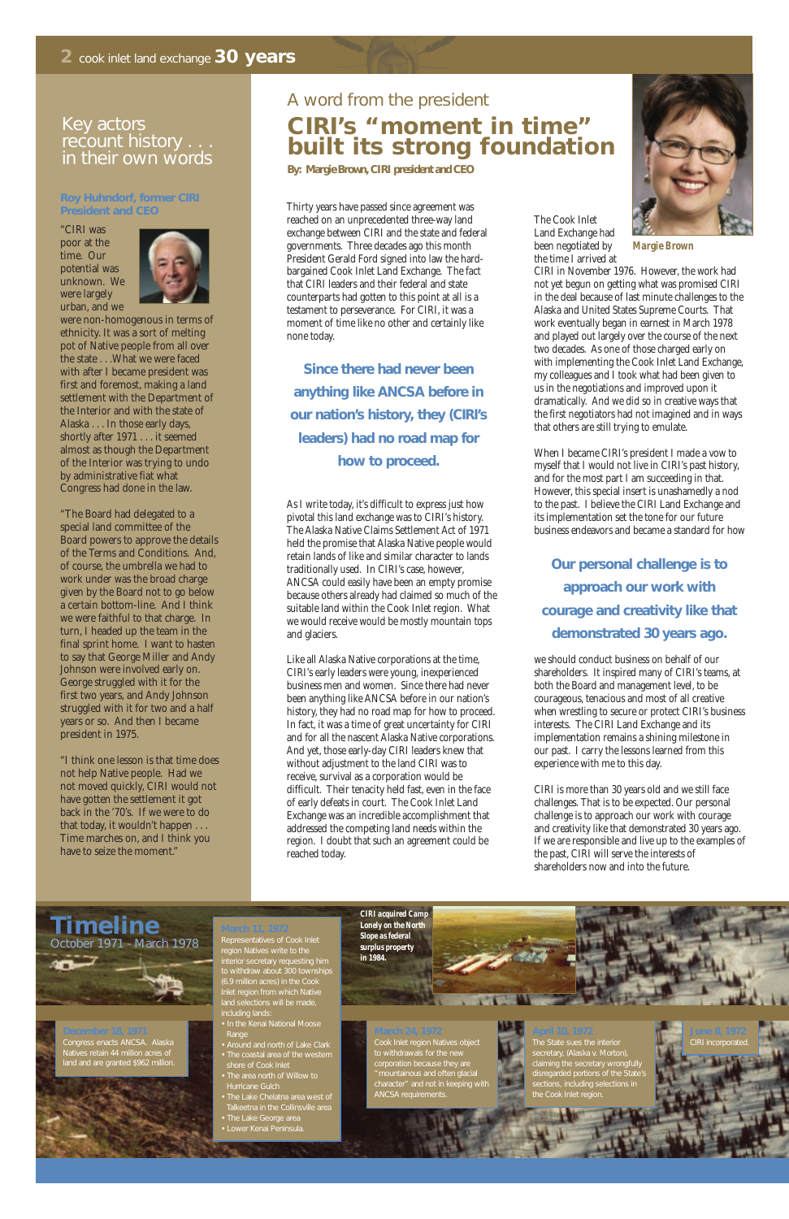## Key actors recount history . . . in their own words

### Roy Huhndorf, former CIRI President and CEO

"CIRI was poor at the time. Our potential was unknown. We were largely urban, and we were non-homogenous in terms of ethnicity. It was a sort of melting pot of Native people from all over the state . . .What we were faced with after I became president was first and foremost, making a land settlement with the Department of the Interior and with the state of Alaska . . . In those early days, shortly after 1971 . . . it seemed almost as though the Department of the Interior was trying to undo by administrative fiat what Congress had done in the law.

"The Board had delegated to a special land committee of the Board powers to approve the details of the Terms and Conditions. And, of course, the umbrella we had to work under was the broad charge given by the Board not to go below a certain bottom-line. And I think we were faithful to that charge. In turn, I headed up the team in the final sprint home. I want to hasten to say that George Miller and Andy Johnson were involved early on. George struggled with it for the first two years, and Andy Johnson struggled with it for two and a half years or so. And then I became president in 1975.

"I think one lesson is that time does not help Native people. Had we not moved quickly, CIRI would not have gotten the settlement it got back in the '70s. If we were to do that today, it wouldn't happen . . . Time marches on, and I think you have to seize the moment."

## A word from the president

# CIRI's "moment in time" built its strong foundation

**By: Margie Brown, CIRI president and CEO**

*Margie Brown*

Thirty years have passed since agreement was reached on an unprecedented three-way land exchange between CIRI and the state and federal governments. Three decades ago this month President Gerald Ford signed into law the hard-bargained Cook Inlet Land Exchange. The fact that CIRI leaders and their federal and state counterparts had gotten to this point at all is a testament to perseverance. For CIRI, it was a moment of time like no other and certainly like none today.

**Since there had never been anything like ANCSA before in our nation's history, they (CIRI's leaders) had no road map for how to proceed.**

As I write today, it's difficult to express just how pivotal this land exchange was to CIRI's history. The Alaska Native Claims Settlement Act of 1971 held the promise that Alaska Native people would retain lands of like and similar character to lands traditionally used. In CIRI's case, however, ANCSA could easily have been an empty promise because others already had claimed so much of the suitable land within the Cook Inlet region. What we would receive would be mostly mountain tops and glaciers.

Like all Alaska Native corporations at the time, CIRI's early leaders were young, inexperienced business men and women. Since there had never been anything like ANCSA before in our nation's history, they had no road map for how to proceed. In fact, it was a time of great uncertainty for CIRI and for all the nascent Alaska Native corporations. And yet, those early-day CIRI leaders knew that without adjustment to the land CIRI was to receive, survival as a corporation would be difficult. Their tenacity held fast, even in the face of early defeats in court. The Cook Inlet Land Exchange was an incredible accomplishment that addressed the competing land needs within the region. I doubt that such an agreement could be reached today.

The Cook Inlet Land Exchange had been negotiated by the time I arrived at CIRI in November 1976. However, the work had not yet begun on getting what was promised CIRI in the deal because of last minute challenges to the Alaska and United States Supreme Courts. That work eventually began in earnest in March 1978 and played out largely over the course of the next two decades. As one of those charged early on with implementing the Cook Inlet Land Exchange, my colleagues and I took what had been given to us in the negotiations and improved upon it dramatically. And we did so in creative ways that the first negotiators had not imagined and in ways that others are still trying to emulate.

When I became CIRI's president I made a vow to myself that I would not live in CIRI's past history, and for the most part I am succeeding in that. However, this special insert is unashamedly a nod to the past. I believe the CIRI Land Exchange and its implementation set the tone for our future business endeavors and became a standard for how

**Our personal challenge is to approach our work with courage and creativity like that demonstrated 30 years ago.**

we should conduct business on behalf of our shareholders. It inspired many of CIRI's teams, at both the Board and management level, to be courageous, tenacious and most of all creative when wrestling to secure or protect CIRI's business interests. The CIRI Land Exchange and its implementation remains a shining milestone in our past. I carry the lessons learned from this experience with me to this day.

CIRI is more than 30 years old and we still face challenges. That is to be expected. Our personal challenge is to approach our work with courage and creativity like that demonstrated 30 years ago. If we are responsible and live up to the examples of the past, CIRI will serve the interests of shareholders now and into the future.

## Timeline

October 1971 - March 1978

**December 18, 1971**
Congress enacts ANCSA. Alaska Natives retain 44 million acres of land and are granted $962 million.

**March 11, 1972**
Representatives of Cook Inlet region Natives write to the interior secretary requesting him to withdraw about 300 townships (6.9 million acres) in the Cook Inlet region from which Native land selections will be made, including lands:
- In the Kenai National Moose Range
- Around and north of Lake Clark
- The coastal area of the western shore of Cook Inlet
- The area north of Willow to Hurricane Gulch
- The Lake Chelatna area west of Talkeetna in the Collinsville area
- The Lake George area
- Lower Kenai Peninsula.

*CIRI acquired Camp Lonely on the North Slope as federal surplus property in 1984.*

**March 24, 1972**
Cook Inlet region Natives object to withdrawals for the new corporation because they are "mountainous and often glacial character" and not in keeping with ANCSA requirements.

**April 10, 1972**
The State sues the interior secretary, (Alaska v. Morton), claiming the secretary wrongfully disregarded portions of the State's sections, including selections in the Cook Inlet region.

**June 8, 1972**
CIRI incorporated.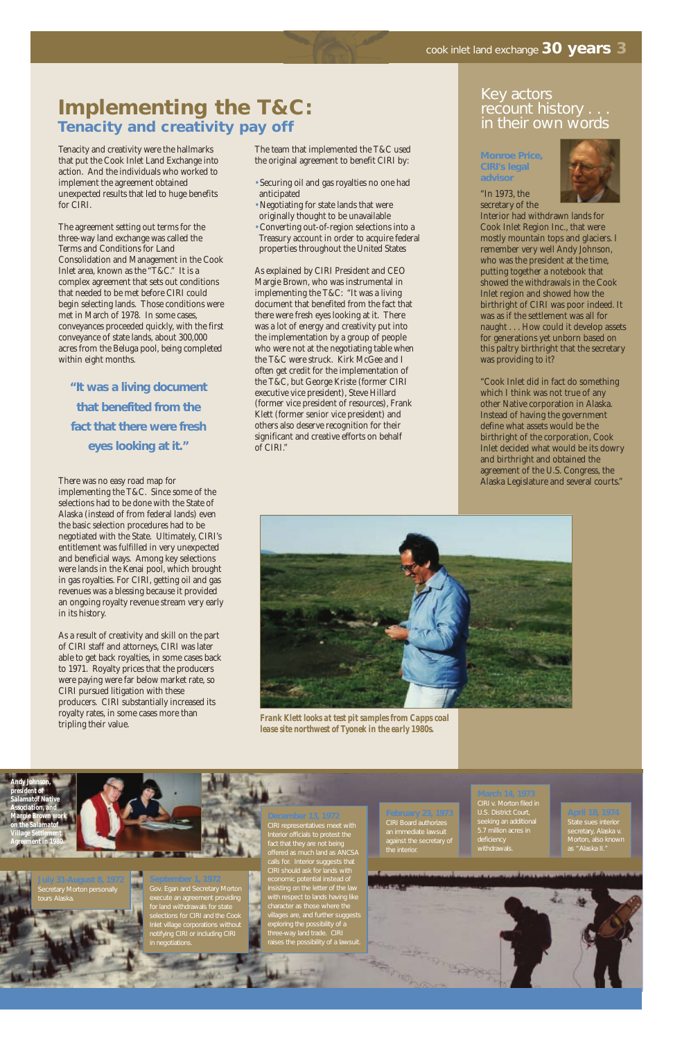# Implementing the T&C:

## Tenacity and creativity pay off

Tenacity and creativity were the hallmarks that put the Cook Inlet Land Exchange into action. And the individuals who worked to implement the agreement obtained unexpected results that led to huge benefits for CIRI.

The agreement setting out terms for the three-way land exchange was called the Terms and Conditions for Land Consolidation and Management in the Cook Inlet area, known as the "T&C." It is a complex agreement that sets out conditions that needed to be met before CIRI could begin selecting lands. Those conditions were met in March of 1978. In some cases, conveyances proceeded quickly, with the first conveyance of state lands, about 300,000 acres from the Beluga pool, being completed within eight months.

**"It was a living document that benefited from the fact that there were fresh eyes looking at it."**

There was no easy road map for implementing the T&C. Since some of the selections had to be done with the State of Alaska (instead of from federal lands) even the basic selection procedures had to be negotiated with the State. Ultimately, CIRI's entitlement was fulfilled in very unexpected and beneficial ways. Among key selections were lands in the Kenai pool, which brought in gas royalties. For CIRI, getting oil and gas revenues was a blessing because it provided an ongoing royalty revenue stream very early in its history.

As a result of creativity and skill on the part of CIRI staff and attorneys, CIRI was later able to get back royalties, in some cases back to 1971. Royalty prices that the producers were paying were far below market rate, so CIRI pursued litigation with these producers. CIRI substantially increased its royalty rates, in some cases more than tripling their value.

The team that implemented the T&C used the original agreement to benefit CIRI by:

- Securing oil and gas royalties no one had anticipated
- Negotiating for state lands that were originally thought to be unavailable
- Converting out-of-region selections into a Treasury account in order to acquire federal properties throughout the United States

As explained by CIRI President and CEO Margie Brown, who was instrumental in implementing the T&C: "It was a living document that benefited from the fact that there were fresh eyes looking at it. There was a lot of energy and creativity put into the implementation by a group of people who were not at the negotiating table when the T&C were struck. Kirk McGee and I often get credit for the implementation of the T&C, but George Kriste (former CIRI executive vice president), Steve Hillard (former vice president of resources), Frank Klett (former senior vice president) and others also deserve recognition for their significant and creative efforts on behalf of CIRI."

*Frank Klett looks at test pit samples from Capps coal lease site northwest of Tyonek in the early 1980s.*

## Key actors recount history . . . in their own words

**Monroe Price, CIRI's legal advisor**

"In 1973, the secretary of the Interior had withdrawn lands for Cook Inlet Region Inc., that were mostly mountain tops and glaciers. I remember very well Andy Johnson, who was the president at the time, putting together a notebook that showed the withdrawals in the Cook Inlet region and showed how the birthright of CIRI was poor indeed. It was as if the settlement was all for naught . . . How could it develop assets for generations yet unborn based on this paltry birthright that the secretary was providing to it?

"Cook Inlet did in fact do something which I think was not true of any other Native corporation in Alaska. Instead of having the government define what assets would be the birthright of the corporation, Cook Inlet decided what would be its dowry and birthright and obtained the agreement of the U.S. Congress, the Alaska Legislature and several courts."

**Andy Johnson, president of Salamatof Native Association, and Margie Brown work on the Salamatof Village Settlement Agreement in 1980.**

**July 31-August 8, 1972**
Secretary Morton personally tours Alaska.

**September 1, 1972**
Gov. Egan and Secretary Morton execute an agreement providing for land withdrawals for state selections for CIRI and the Cook Inlet village corporations without notifying CIRI or including CIRI in negotiations.

**December 13, 1972**
CIRI representatives meet with Interior officials to protest the fact that they are not being offered as much land as ANCSA calls for. Interior suggests that CIRI should ask for lands with economic potential instead of insisting on the letter of the law with respect to lands having like character as those where the villages are, and further suggests exploring the possibility of a three-way land trade. CIRI raises the possibility of a lawsuit.

**February 23, 1973**
CIRI Board authorizes an immediate lawsuit against the secretary of the Interior.

**March 14, 1973**
CIRI v. Morton filed in U.S. District Court, seeking an additional 5.7 million acres in deficiency withdrawals.

**April 18, 1974**
State sues interior secretary, Alaska v. Morton, also known as "Alaska II."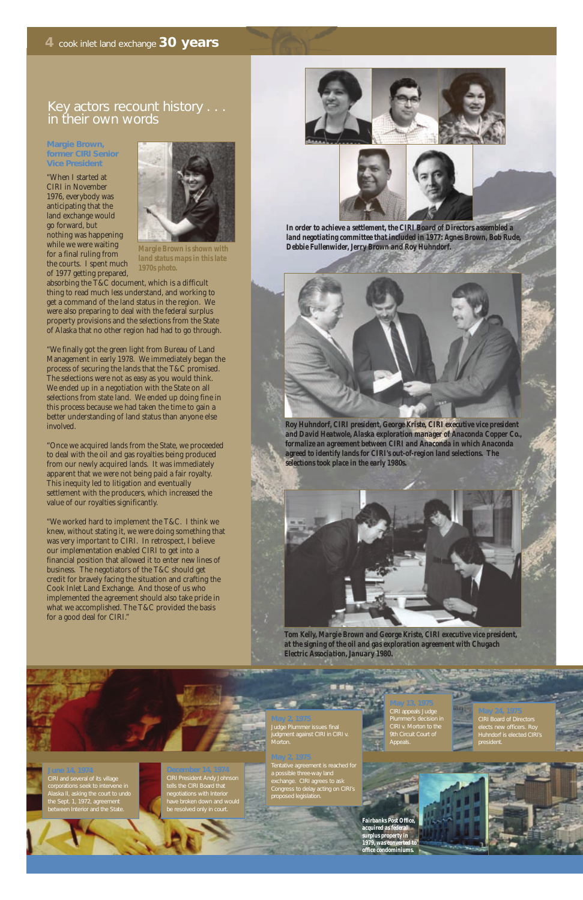# Key actors recount history . . . in their own words

### Margie Brown, former CIRI Senior Vice President

"When I started at CIRI in November 1976, everybody was anticipating that the land exchange would go forward, but nothing was happening while we were waiting for a final ruling from the courts. I spent much of 1977 getting prepared, absorbing the T&C document, which is a difficult thing to read much less understand, and working to get a command of the land status in the region. We were also preparing to deal with the federal surplus property provisions and the selections from the State of Alaska that no other region had had to go through.

"We finally got the green light from Bureau of Land Management in early 1978. We immediately began the process of securing the lands that the T&C promised. The selections were not as easy as you would think. We ended up in a negotiation with the State on all selections from state land. We ended up doing fine in this process because we had taken the time to gain a better understanding of land status than anyone else involved.

"Once we acquired lands from the State, we proceeded to deal with the oil and gas royalties being produced from our newly acquired lands. It was immediately apparent that we were not being paid a fair royalty. This inequity led to litigation and eventually settlement with the producers, which increased the value of our royalties significantly.

"We worked hard to implement the T&C. I think we knew, without stating it, we were doing something that was very important to CIRI. In retrospect, I believe our implementation enabled CIRI to get into a financial position that allowed it to enter new lines of business. The negotiators of the T&C should get credit for bravely facing the situation and crafting the Cook Inlet Land Exchange. And those of us who implemented the agreement should also take pride in what we accomplished. The T&C provided the basis for a good deal for CIRI."

Margie Brown is shown with land status maps in this late 1970s photo.

In order to achieve a settlement, the CIRI Board of Directors assembled a land negotiating committee that included in 1977: Agnes Brown, Bob Rude, Debbie Fullenwider, Jerry Brown and Roy Huhndorf.

Roy Huhndorf, CIRI president, George Kriste, CIRI executive vice president and David Heatwole, Alaska exploration manager of Anaconda Copper Co., formalize an agreement between CIRI and Anaconda in which Anaconda agreed to identify lands for CIRI's out-of-region land selections. The selections took place in the early 1980s.

Tom Kelly, Margie Brown and George Kriste, CIRI executive vice president, at the signing of the oil and gas exploration agreement with Chugach Electric Association, January 1980.

**June 14, 1974**
CIRI and several of its village corporations seek to intervene in Alaska II, asking the court to undo the Sept. 1, 1972, agreement between Interior and the State.

**December 14, 1974**
CIRI President Andy Johnson tells the CIRI Board that negotiations with Interior have broken down and would be resolved only in court.

**May 2, 1975**
Judge Plummer issues final judgment against CIRI in CIRI v. Morton.

**May 2, 1975**
Tentative agreement is reached for a possible three-way land exchange. CIRI agrees to ask Congress to delay acting on CIRI's proposed legislation.

**May 13, 1975**
CIRI appeals Judge Plummer's decision in CIRI v. Morton to the 9th Circuit Court of Appeals.

**May 24, 1975**
CIRI Board of Directors elects new officers. Roy Huhndorf is elected CIRI's president.

Fairbanks Post Office, acquired as federal surplus property in 1979, was converted to office condominiums.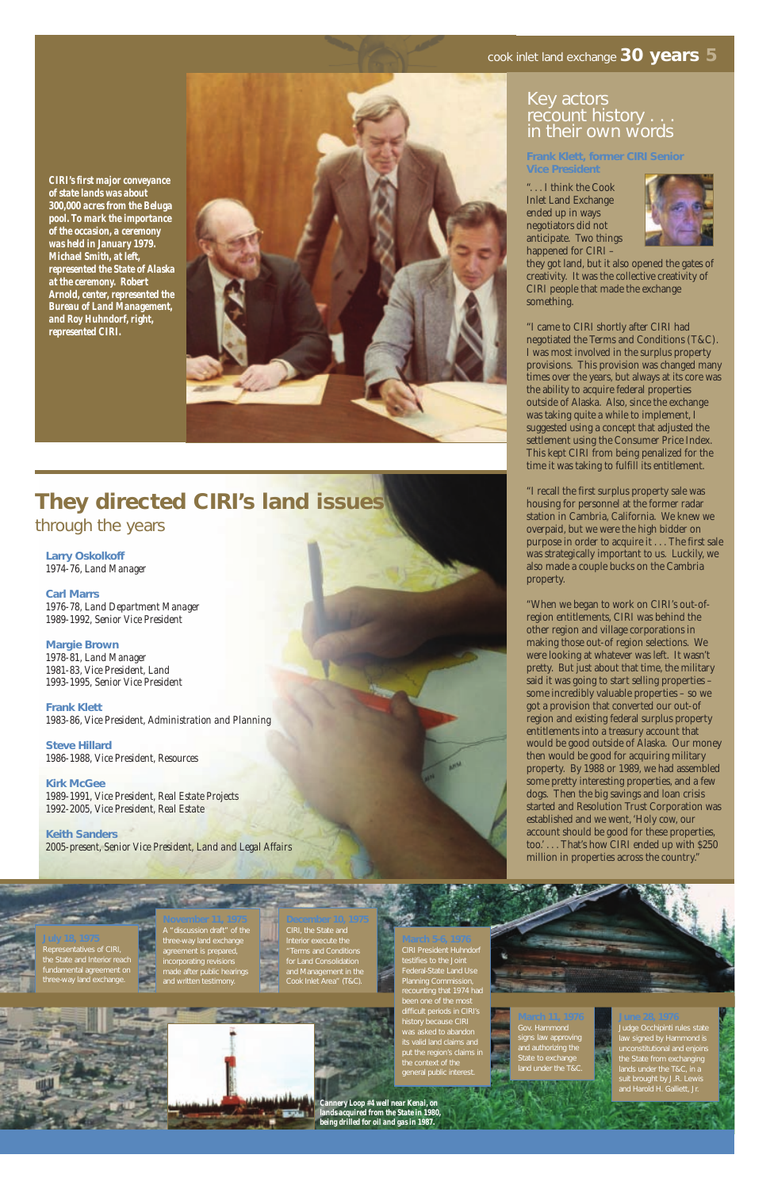*CIRI's first major conveyance of state lands was about 300,000 acres from the Beluga pool. To mark the importance of the occasion, a ceremony was held in January 1979. Michael Smith, at left, represented the State of Alaska at the ceremony. Robert Arnold, center, represented the Bureau of Land Management, and Roy Huhndorf, right, represented CIRI.*

## Key actors recount history . . . in their own words

### Frank Klett, former CIRI Senior Vice President

". . . I think the Cook Inlet Land Exchange ended up in ways negotiators did not anticipate. Two things happened for CIRI – they got land, but it also opened the gates of creativity. It was the collective creativity of CIRI people that made the exchange something.

"I came to CIRI shortly after CIRI had negotiated the Terms and Conditions (T&C). I was most involved in the surplus property provisions. This provision was changed many times over the years, but always at its core was the ability to acquire federal properties outside of Alaska. Also, since the exchange was taking quite a while to implement, I suggested using a concept that adjusted the settlement using the Consumer Price Index. This kept CIRI from being penalized for the time it was taking to fulfill its entitlement.

"I recall the first surplus property sale was housing for personnel at the former radar station in Cambria, California. We knew we overpaid, but we were the high bidder on purpose in order to acquire it . . . The first sale was strategically important to us. Luckily, we also made a couple bucks on the Cambria property.

"When we began to work on CIRI's out-of-region entitlements, CIRI was behind the other region and village corporations in making those out of region selections. We were looking at whatever was left. It wasn't pretty. But just about that time, the military said it was going to start selling properties – some incredibly valuable properties – so we got a provision that converted our out-of region and existing federal surplus property entitlements into a treasury account that would be good outside of Alaska. Our money then would be good for acquiring military property. By 1988 or 1989, we had assembled some pretty interesting properties, and a few dogs. Then the big savings and loan crisis started and Resolution Trust Corporation was established and we went, 'Holy cow, our account should be good for these properties, too.' . . . That's how CIRI ended up with $250 million in properties across the country."

## They directed CIRI's land issues through the years

**Larry Oskolkoff**
1974-76, Land Manager

**Carl Marrs**
1976-78, Land Department Manager
1989-1992, Senior Vice President

**Margie Brown**
1978-81, Land Manager
1981-83, Vice President, Land
1993-1995, Senior Vice President

**Frank Klett**
1983-86, Vice President, Administration and Planning

**Steve Hillard**
1986-1988, Vice President, Resources

**Kirk McGee**
1989-1991, Vice President, Real Estate Projects
1992-2005, Vice President, Real Estate

**Keith Sanders**
2005-present, Senior Vice President, Land and Legal Affairs

**July 18, 1975**
Representatives of CIRI, the State and Interior reach fundamental agreement on three-way land exchange.

**November 11, 1975**
A "discussion draft" of the three-way land exchange agreement is prepared, incorporating revisions made after public hearings and written testimony.

**December 10, 1975**
CIRI, the State and Interior execute the "Terms and Conditions for Land Consolidation and Management in the Cook Inlet Area" (T&C).

**March 5-6, 1976**
CIRI President Huhndorf testifies to the Joint Federal-State Land Use Planning Commission, recounting that 1974 had been one of the most difficult periods in CIRI's history because CIRI was asked to abandon its valid land claims and put the region's claims in the context of the general public interest.

**March 11, 1976**
Gov. Hammond signs law approving and authorizing the State to exchange land under the T&C.

**June 28, 1976**
Judge Occhipinti rules state law signed by Hammond is unconstitutional and enjoins the State from exchanging lands under the T&C, in a suit brought by J.R. Lewis and Harold H. Galliett, Jr.

*Cannery Loop #4 well near Kenai, on lands acquired from the State in 1980, being drilled for oil and gas in 1987.*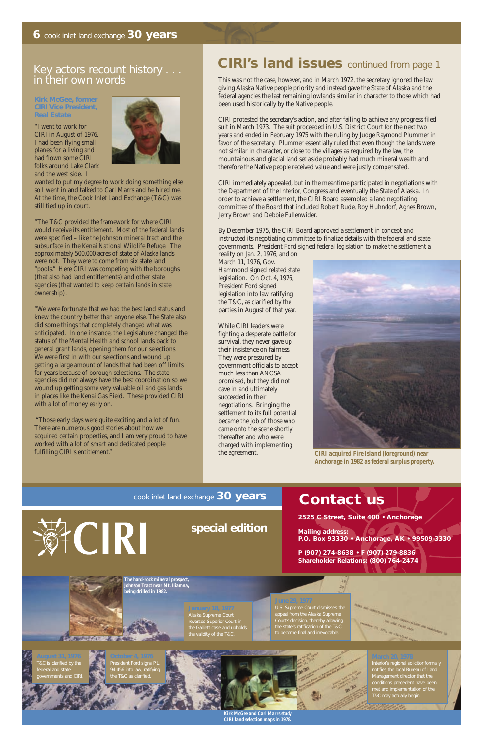## Key actors recount history . . . in their own words

**Kirk McGee, former CIRI Vice President, Real Estate**

"I went to work for CIRI in August of 1976. I had been flying small planes for a living and had flown some CIRI folks around Lake Clark and the west side. I wanted to put my degree to work doing something else so I went in and talked to Carl Marrs and he hired me. At the time, the Cook Inlet Land Exchange (T&C) was still tied up in court.

"The T&C provided the framework for where CIRI would receive its entitlement. Most of the federal lands were specified – like the Johnson mineral tract and the subsurface in the Kenai National Wildlife Refuge. The approximately 500,000 acres of state of Alaska lands were not. They were to come from six state land "pools." Here CIRI was competing with the boroughs (that also had land entitlements) and other state agencies (that wanted to keep certain lands in state ownership).

"We were fortunate that we had the best land status and knew the country better than anyone else. The State also did some things that completely changed what was anticipated. In one instance, the Legislature changed the status of the Mental Health and school lands back to general grant lands, opening them for our selections. We were first in with our selections and wound up getting a large amount of lands that had been off limits for years because of borough selections. The state agencies did not always have the best coordination so we wound up getting some very valuable oil and gas lands in places like the Kenai Gas Field. These provided CIRI with a lot of money early on.

"Those early days were quite exciting and a lot of fun. There are numerous good stories about how we acquired certain properties, and I am very proud to have worked with a lot of smart and dedicated people fulfilling CIRI's entitlement."

## CIRI's land issues continued from page 1

This was not the case, however, and in March 1972, the secretary ignored the law giving Alaska Native people priority and instead gave the State of Alaska and the federal agencies the last remaining lowlands similar in character to those which had been used historically by the Native people.

CIRI protested the secretary's action, and after failing to achieve any progress filed suit in March 1973. The suit proceeded in U.S. District Court for the next two years and ended in February 1975 with the ruling by Judge Raymond Plummer in favor of the secretary. Plummer essentially ruled that even though the lands were not similar in character, or close to the villages as required by the law, the mountainous and glacial land set aside probably had much mineral wealth and therefore the Native people received value and were justly compensated.

CIRI immediately appealed, but in the meantime participated in negotiations with the Department of the Interior, Congress and eventually the State of Alaska. In order to achieve a settlement, the CIRI Board assembled a land negotiating committee of the Board that included Robert Rude, Roy Huhndorf, Agnes Brown, Jerry Brown and Debbie Fullenwider.

By December 1975, the CIRI Board approved a settlement in concept and instructed its negotiating committee to finalize details with the federal and state governments. President Ford signed federal legislation to make the settlement a reality on Jan. 2, 1976, and on March 11, 1976, Gov. Hammond signed related state legislation. On Oct. 4, 1976, President Ford signed legislation into law ratifying the T&C, as clarified by the parties in August of that year.

While CIRI leaders were fighting a desperate battle for survival, they never gave up their insistence on fairness. They were pressured by government officials to accept much less than ANCSA promised, but they did not cave in and ultimately succeeded in their negotiations. Bringing the settlement to its full potential became the job of those who came onto the scene shortly thereafter and who were charged with implementing the agreement.

*CIRI acquired Fire Island (foreground) near Anchorage in 1982 as federal surplus property.*

cook inlet land exchange **30 years**

CIRI

**special edition**

## Contact us

**2525 C Street, Suite 400 • Anchorage**

**Mailing address:**
**P.O. Box 93330 • Anchorage, AK • 99509-3330**

**P (907) 274-8638 • F (907) 279-8836**
**Shareholder Relations: (800) 764-2474**

*The hard-rock mineral prospect, Johnson Tract near Mt. Iliamna, being drilled in 1982.*

**August 31, 1976**
T&C is clarified by the federal and state governments and CIRI.

**October 4, 1976**
President Ford signs P.L. 94-456 into law, ratifying the T&C as clarified.

**January 18, 1977**
Alaska Supreme Court reverses Superior Court in the Galliett case and upholds the validity of the T&C.

**June 29, 1977**
U.S. Supreme Court dismisses the appeal from the Alaska Supreme Court's decision, thereby allowing the state's ratification of the T&C to become final and irrevocable.

**March 20, 1978**
Interior's regional solicitor formally notifies the local Bureau of Land Management director that the conditions precedent have been met and implementation of the T&C may actually begin.

*Kirk McGee and Carl Marrs study CIRI land selection maps in 1978.*